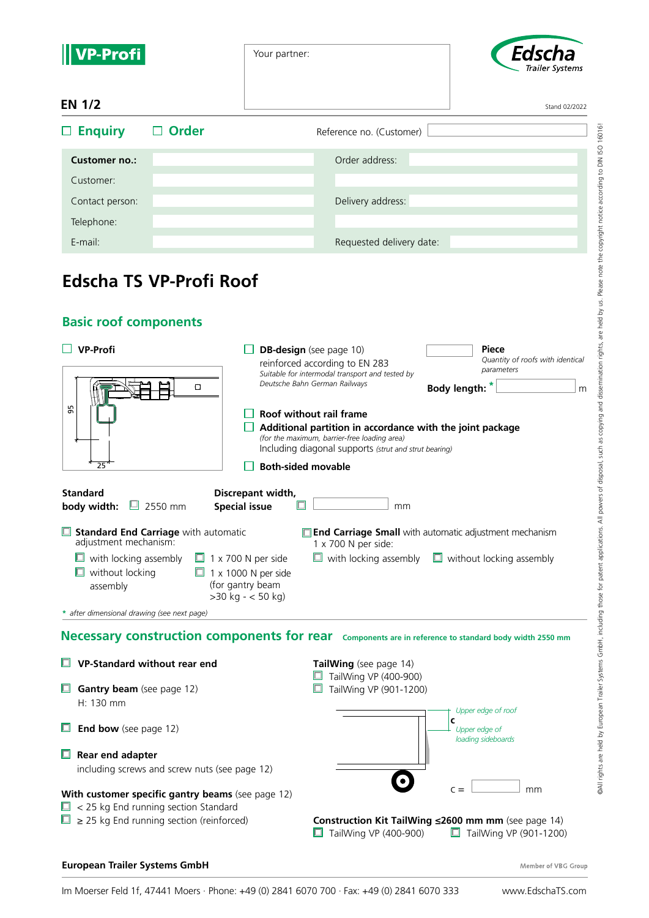**VP-Profi**

Your partner:

**Edscha** Trailer Systems

**EN 1/2**

Stand 02/2022

☐ **Enquiry** ☐ **Order**

Reference no. (Customer)

| | | | |
|---|---|---|---|
| **Customer no.:** | | Order address: | |
| Customer: | | | |
| Contact person: | | Delivery address: | |
| Telephone: | | | |
| E-mail: | | Requested delivery date: | |

# Edscha TS VP-Profi Roof

## Basic roof components

☐ **VP-Profi**

95

25

☐ **DB-design** (see page 10)
reinforced according to EN 283
*Suitable for intermodal transport and tested by Deutsche Bahn German Railways*

**Piece**
*Quantity of roofs with identical parameters*

**Body length:** * m

☐ **Roof without rail frame**

☐ **Additional partition in accordance with the joint package**
*(for the maximum, barrier-free loading area)*
Including diagonal supports *(strut and strut bearing)*

☐ **Both-sided movable**

**Standard body width:** ☐ 2550 mm

**Discrepant width, Special issue** ☐ mm

☐ **Standard End Carriage** with automatic adjustment mechanism:
- ☐ with locking assembly
- ☐ without locking assembly
- ☐ 1 x 700 N per side
- ☐ 1 x 1000 N per side (for gantry beam >30 kg - < 50 kg)

☐ **End Carriage Small** with automatic adjustment mechanism 1 x 700 N per side:
- ☐ with locking assembly
- ☐ without locking assembly

\* *after dimensional drawing (see next page)*

## Necessary construction components for rear

**Components are in reference to standard body width 2550 mm**

☐ **VP-Standard without rear end**

☐ **Gantry beam** (see page 12)
H: 130 mm

☐ **End bow** (see page 12)

☐ **Rear end adapter**
including screws and screw nuts (see page 12)

**With customer specific gantry beams** (see page 12)
- ☐ < 25 kg End running section Standard
- ☐ ≥ 25 kg End running section (reinforced)

**TailWing** (see page 14)
- ☐ TailWing VP (400-900)
- ☐ TailWing VP (901-1200)

*Upper edge of roof*
c
*Upper edge of loading sideboards*

c = mm

**Construction Kit TailWing ≤2600 mm mm** (see page 14)
- ☐ TailWing VP (400-900)
- ☐ TailWing VP (901-1200)

©All rights are held by European Trailer Systems GmbH, including those for patent applications. All powers of disposal, such as copying and dissemination rights, are held by us. Please note the copyright notice according to DIN ISO 16016!

**European Trailer Systems GmbH**

Member of VBG Group

Im Moerser Feld 1f, 47441 Moers · Phone: +49 (0) 2841 6070 700 · Fax: +49 (0) 2841 6070 333 www.EdschaTS.com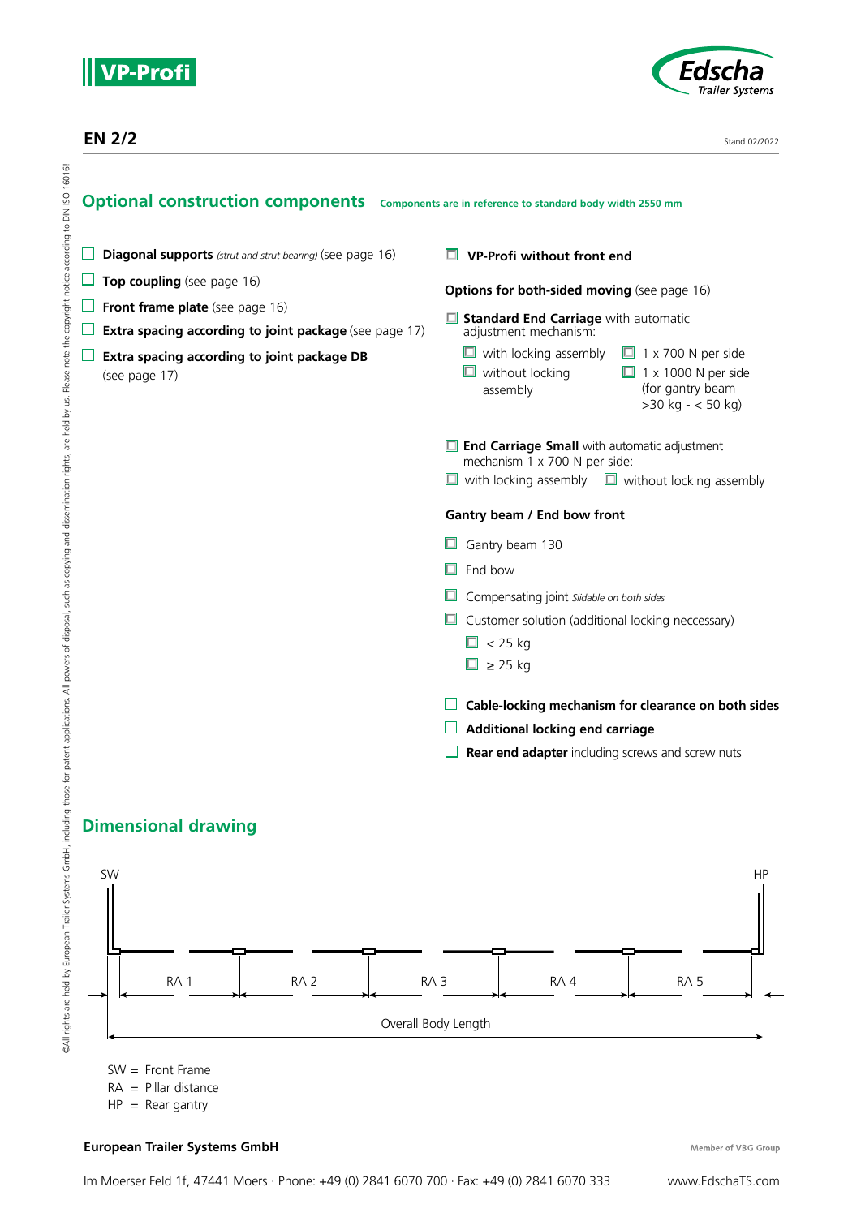# EN 2/2

Stand 02/2022

©All rights are held by European Trailer Systems GmbH, including those for patent applications. All powers of disposal, such as copying and dissemination rights, are held by us. Please note the copyright notice according to DIN ISO 16016!

## Optional construction components

Components are in reference to standard body width 2550 mm

- ☐ **Diagonal supports** *(strut and strut bearing)* (see page 16)
- ☐ **Top coupling** (see page 16)
- ☐ **Front frame plate** (see page 16)
- ☐ **Extra spacing according to joint package** (see page 17)
- ☐ **Extra spacing according to joint package DB** (see page 17)

☐ **VP-Profi without front end**

**Options for both-sided moving** (see page 16)

☐ **Standard End Carriage** with automatic adjustment mechanism:

- ☐ with locking assembly
- ☐ without locking assembly
- ☐ 1 x 700 N per side
- ☐ 1 x 1000 N per side (for gantry beam >30 kg - < 50 kg)

☐ **End Carriage Small** with automatic adjustment mechanism 1 x 700 N per side:

- ☐ with locking assembly
- ☐ without locking assembly

**Gantry beam / End bow front**

- ☐ Gantry beam 130
- ☐ End bow
- ☐ Compensating joint *Slidable on both sides*
- ☐ Customer solution (additional locking neccessary)
  - ☐ < 25 kg
  - ☐ ≥ 25 kg

- ☐ **Cable-locking mechanism for clearance on both sides**
- ☐ **Additional locking end carriage**
- ☐ **Rear end adapter** including screws and screw nuts

## Dimensional drawing

SW
HP
RA 1
RA 2
RA 3
RA 4
RA 5
Overall Body Length

SW = Front Frame
RA = Pillar distance
HP = Rear gantry

**European Trailer Systems GmbH**

Member of VBG Group

Im Moerser Feld 1f, 47441 Moers · Phone: +49 (0) 2841 6070 700 · Fax: +49 (0) 2841 6070 333 www.EdschaTS.com